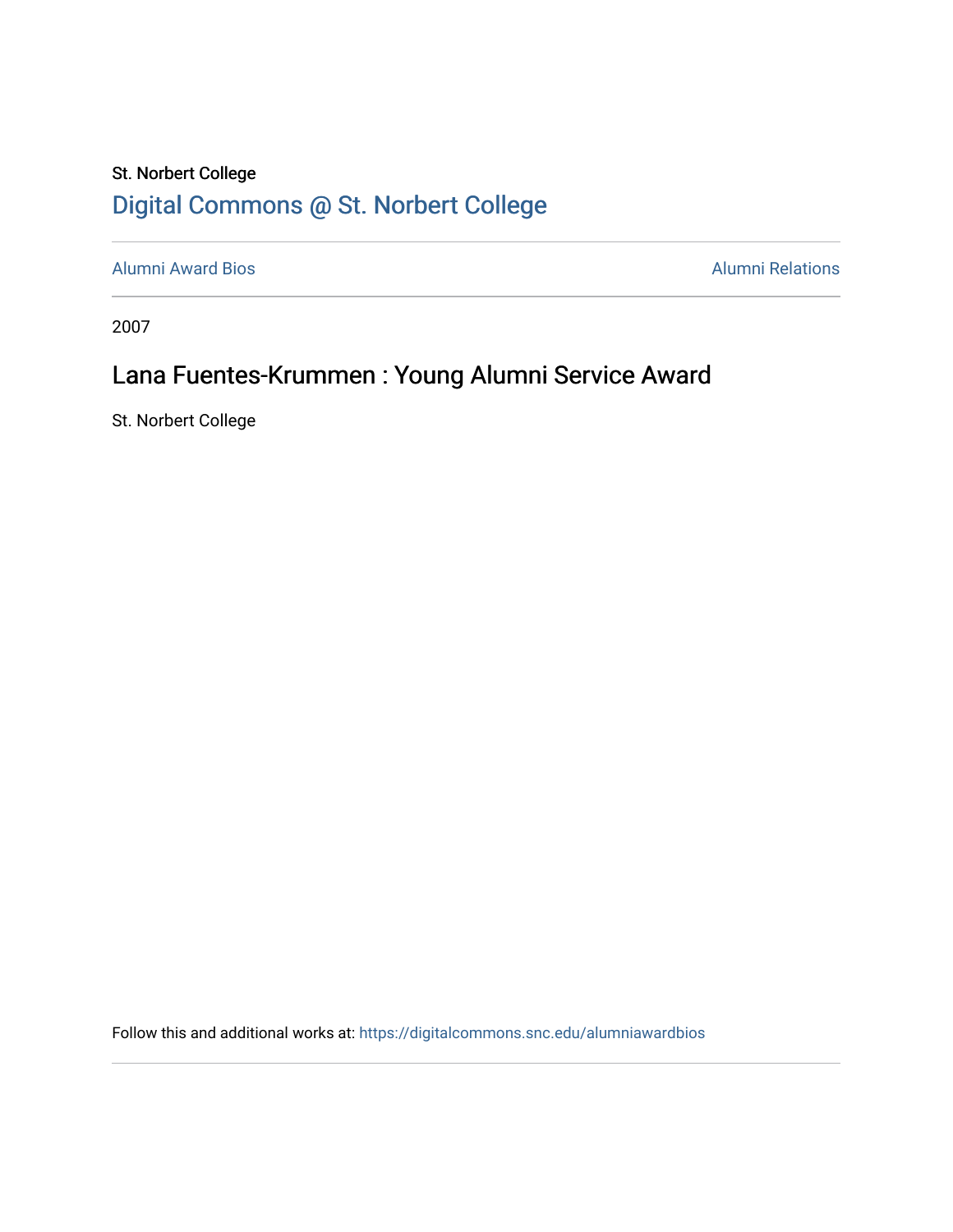St. Norbert College

Digital Commons @ St. Norbert College

Alumni Award Bios

Alumni Relations

2007

# Lana Fuentes-Krummen : Young Alumni Service Award

St. Norbert College

Follow this and additional works at: https://digitalcommons.snc.edu/alumniawardbios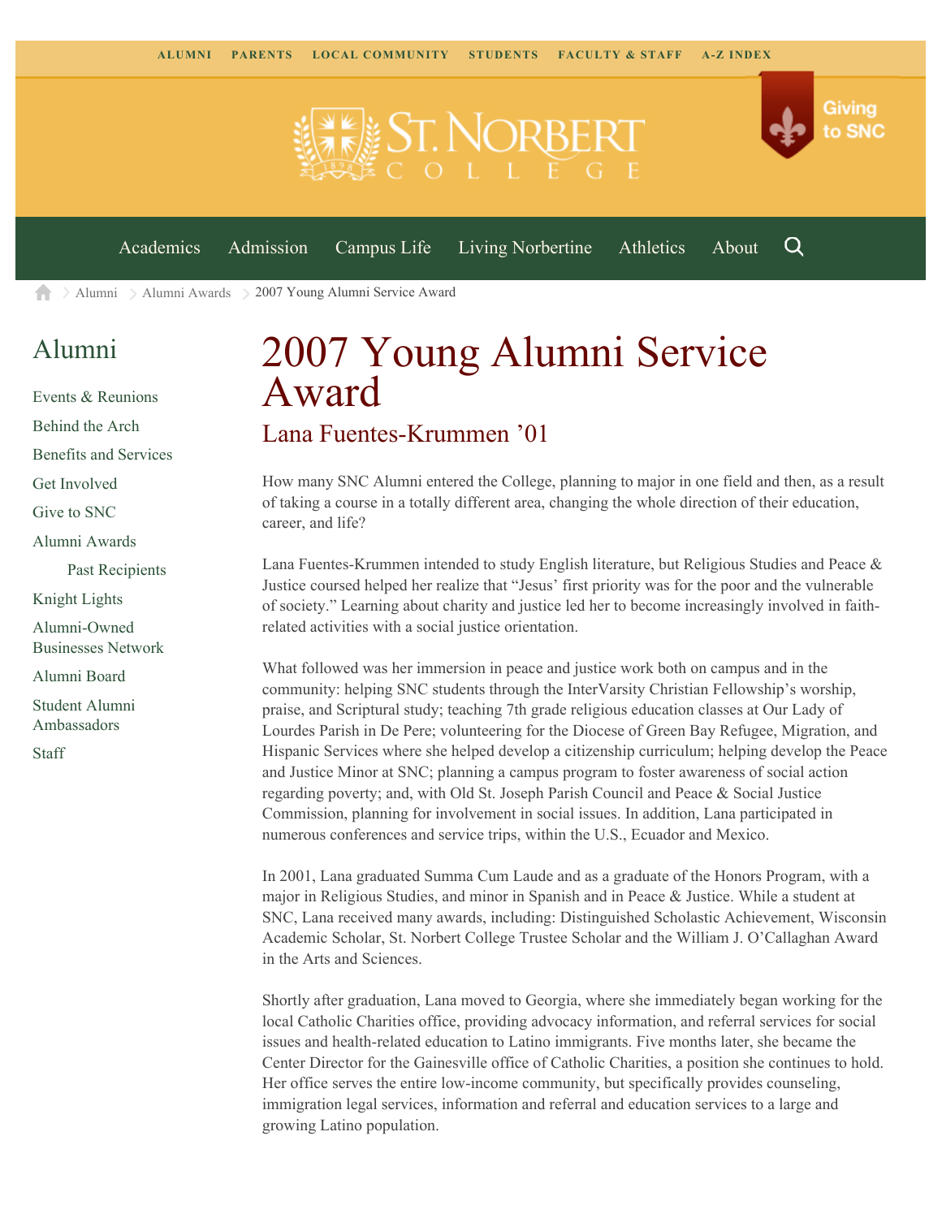ALUMNI PARENTS LOCAL COMMUNITY STUDENTS FACULTY & STAFF A-Z INDEX

Academics Admission Campus Life Living Norbertine Athletics About

Alumni > Alumni Awards > 2007 Young Alumni Service Award

## Alumni

- Events & Reunions
- Behind the Arch
- Benefits and Services
- Get Involved
- Give to SNC
- Alumni Awards
  - Past Recipients
- Knight Lights
- Alumni-Owned Businesses Network
- Alumni Board
- Student Alumni Ambassadors
- Staff

# 2007 Young Alumni Service Award

## Lana Fuentes-Krummen '01

How many SNC Alumni entered the College, planning to major in one field and then, as a result of taking a course in a totally different area, changing the whole direction of their education, career, and life?

Lana Fuentes-Krummen intended to study English literature, but Religious Studies and Peace & Justice coursed helped her realize that "Jesus' first priority was for the poor and the vulnerable of society." Learning about charity and justice led her to become increasingly involved in faith-related activities with a social justice orientation.

What followed was her immersion in peace and justice work both on campus and in the community: helping SNC students through the InterVarsity Christian Fellowship's worship, praise, and Scriptural study; teaching 7th grade religious education classes at Our Lady of Lourdes Parish in De Pere; volunteering for the Diocese of Green Bay Refugee, Migration, and Hispanic Services where she helped develop a citizenship curriculum; helping develop the Peace and Justice Minor at SNC; planning a campus program to foster awareness of social action regarding poverty; and, with Old St. Joseph Parish Council and Peace & Social Justice Commission, planning for involvement in social issues. In addition, Lana participated in numerous conferences and service trips, within the U.S., Ecuador and Mexico.

In 2001, Lana graduated Summa Cum Laude and as a graduate of the Honors Program, with a major in Religious Studies, and minor in Spanish and in Peace & Justice. While a student at SNC, Lana received many awards, including: Distinguished Scholastic Achievement, Wisconsin Academic Scholar, St. Norbert College Trustee Scholar and the William J. O'Callaghan Award in the Arts and Sciences.

Shortly after graduation, Lana moved to Georgia, where she immediately began working for the local Catholic Charities office, providing advocacy information, and referral services for social issues and health-related education to Latino immigrants. Five months later, she became the Center Director for the Gainesville office of Catholic Charities, a position she continues to hold. Her office serves the entire low-income community, but specifically provides counseling, immigration legal services, information and referral and education services to a large and growing Latino population.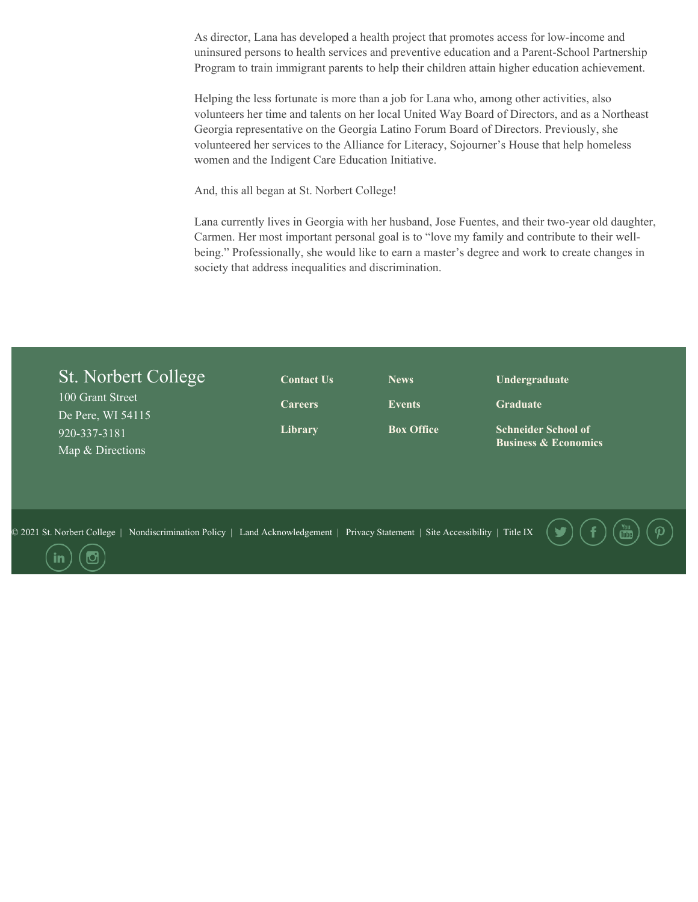As director, Lana has developed a health project that promotes access for low-income and uninsured persons to health services and preventive education and a Parent-School Partnership Program to train immigrant parents to help their children attain higher education achievement.

Helping the less fortunate is more than a job for Lana who, among other activities, also volunteers her time and talents on her local United Way Board of Directors, and as a Northeast Georgia representative on the Georgia Latino Forum Board of Directors. Previously, she volunteered her services to the Alliance for Literacy, Sojourner's House that help homeless women and the Indigent Care Education Initiative.

And, this all began at St. Norbert College!

Lana currently lives in Georgia with her husband, Jose Fuentes, and their two-year old daughter, Carmen. Her most important personal goal is to "love my family and contribute to their well-being." Professionally, she would like to earn a master's degree and work to create changes in society that address inequalities and discrimination.

St. Norbert College
100 Grant Street
De Pere, WI 54115
920-337-3181
Map & Directions

**Contact Us**
**Careers**
**Library**
**News**
**Events**
**Box Office**
**Undergraduate**
**Graduate**
**Schneider School of Business & Economics**

© 2021 St. Norbert College | Nondiscrimination Policy | Land Acknowledgement | Privacy Statement | Site Accessibility | Title IX